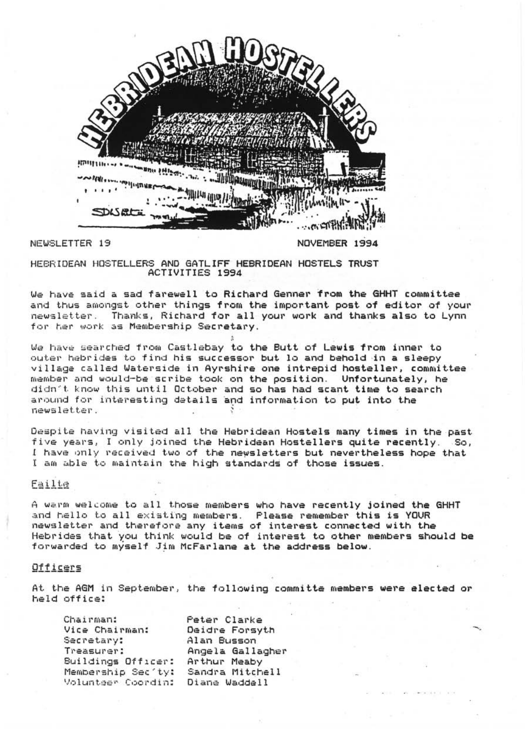# HEBRIDEAN HOSTELLERS

NEWSLETTER 19 NOVEMBER 1994

## HEBRIDEAN HOSTELLERS AND GATLIFF HEBRIDEAN HOSTELS TRUST ACTIVITIES 1994

We have said a sad farewell to Richard Genner from the GHHT committee and thus amongst other things from the important post of editor of your newsletter. Thanks, Richard for all your work and thanks also to Lynn for her work as Membership Secretary.

We have searched from Castlebay to the Butt of Lewis from inner to outer hebrides to find his successor but lo and behold in a sleepy village called Waterside in Ayrshire one intrepid hosteller, committee member and would-be scribe took on the position. Unfortunately, he didn't know this until October and so has had scant time to search around for interesting details and information to put into the newsletter.

Despite having visited all the Hebridean Hostels many times in the past five years, I only joined the Hebridean Hostellers quite recently. So, I have only received two of the newsletters but nevertheless hope that I am able to maintain the high standards of those issues.

### Failte

A warm welcome to all those members who have recently joined the GHHT and hello to all existing members. Please remember this is YOUR newsletter and therefore any items of interest connected with the Hebrides that you think would be of interest to other members should be forwarded to myself Jim McFarlane at the address below.

### Officers

At the AGM in September, the following committe members were elected or held office:

| | |
|---|---|
| Chairman: | Peter Clarke |
| Vice Chairman: | Deidre Forsyth |
| Secretary: | Alan Busson |
| Treasurer: | Angela Gallagher |
| Buildings Officer: | Arthur Meaby |
| Membership Sec'ty: | Sandra Mitchell |
| Volunteer Coordin: | Diane Waddell |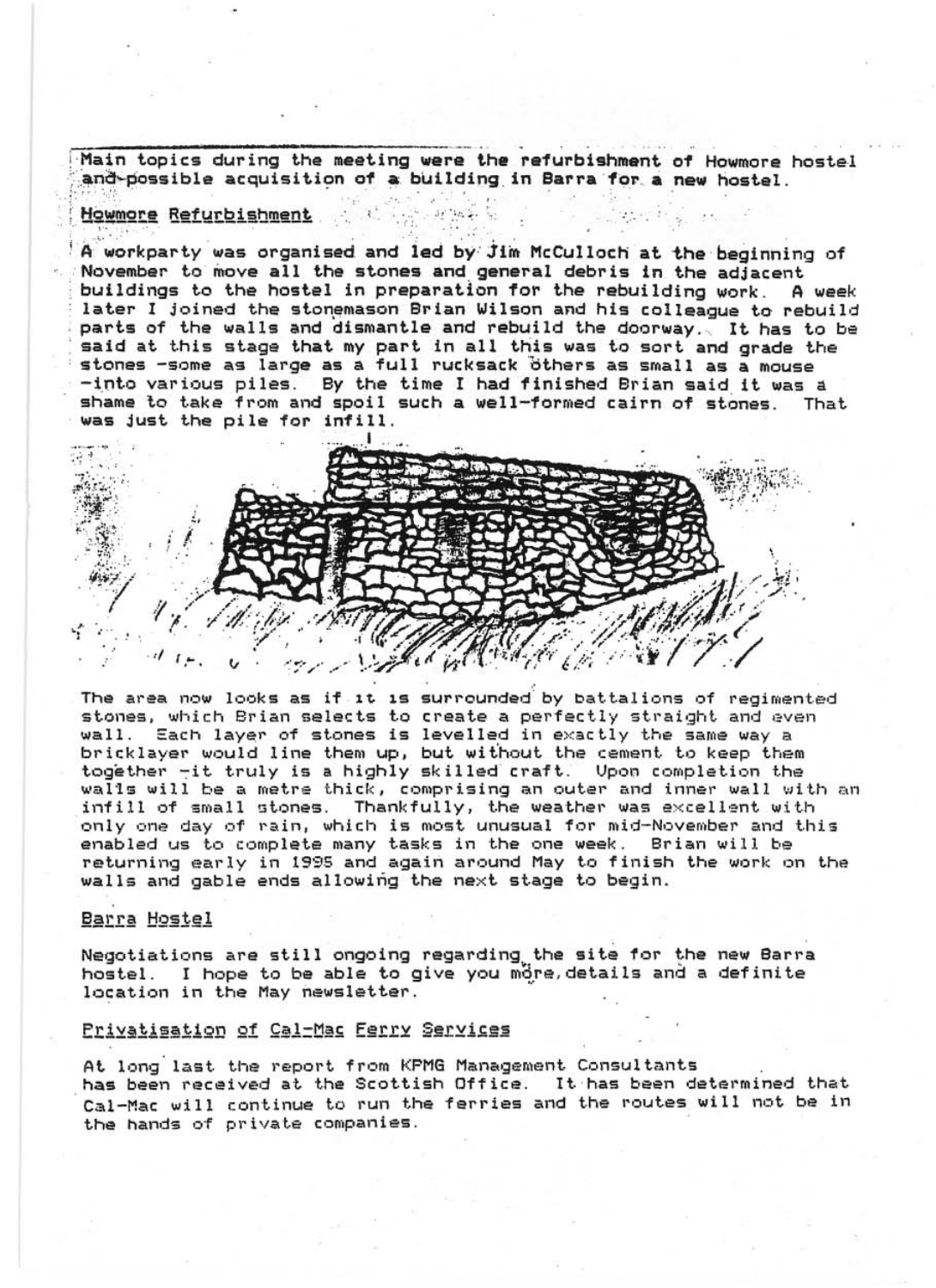Main topics during the meeting were the refurbishment of Howmore hostel and possible acquisition of a building in Barra for a new hostel.

## Howmore Refurbishment

A workparty was organised and led by Jim McCulloch at the beginning of November to move all the stones and general debris in the adjacent buildings to the hostel in preparation for the rebuilding work. A week later I joined the stonemason Brian Wilson and his colleague to rebuild parts of the walls and dismantle and rebuild the doorway. It has to be said at this stage that my part in all this was to sort and grade the stones -some as large as a full rucksack others as small as a mouse -into various piles. By the time I had finished Brian said it was a shame to take from and spoil such a well-formed cairn of stones. That was just the pile for infill.

The area now looks as if it is surrounded by battalions of regimented stones, which Brian selects to create a perfectly straight and even wall. Each layer of stones is levelled in exactly the same way a bricklayer would line them up, but without the cement to keep them together -it truly is a highly skilled craft. Upon completion the walls will be a metre thick, comprising an outer and inner wall with an infill of small stones. Thankfully, the weather was excellent with only one day of rain, which is most unusual for mid-November and this enabled us to complete many tasks in the one week. Brian will be returning early in 1995 and again around May to finish the work on the walls and gable ends allowing the next stage to begin.

## Barra Hostel

Negotiations are still ongoing regarding the site for the new Barra hostel. I hope to be able to give you more details and a definite location in the May newsletter.

## Privatisation of Cal-Mac Ferry Services

At long last the report from KPMG Management Consultants has been received at the Scottish Office. It has been determined that Cal-Mac will continue to run the ferries and the routes will not be in the hands of private companies.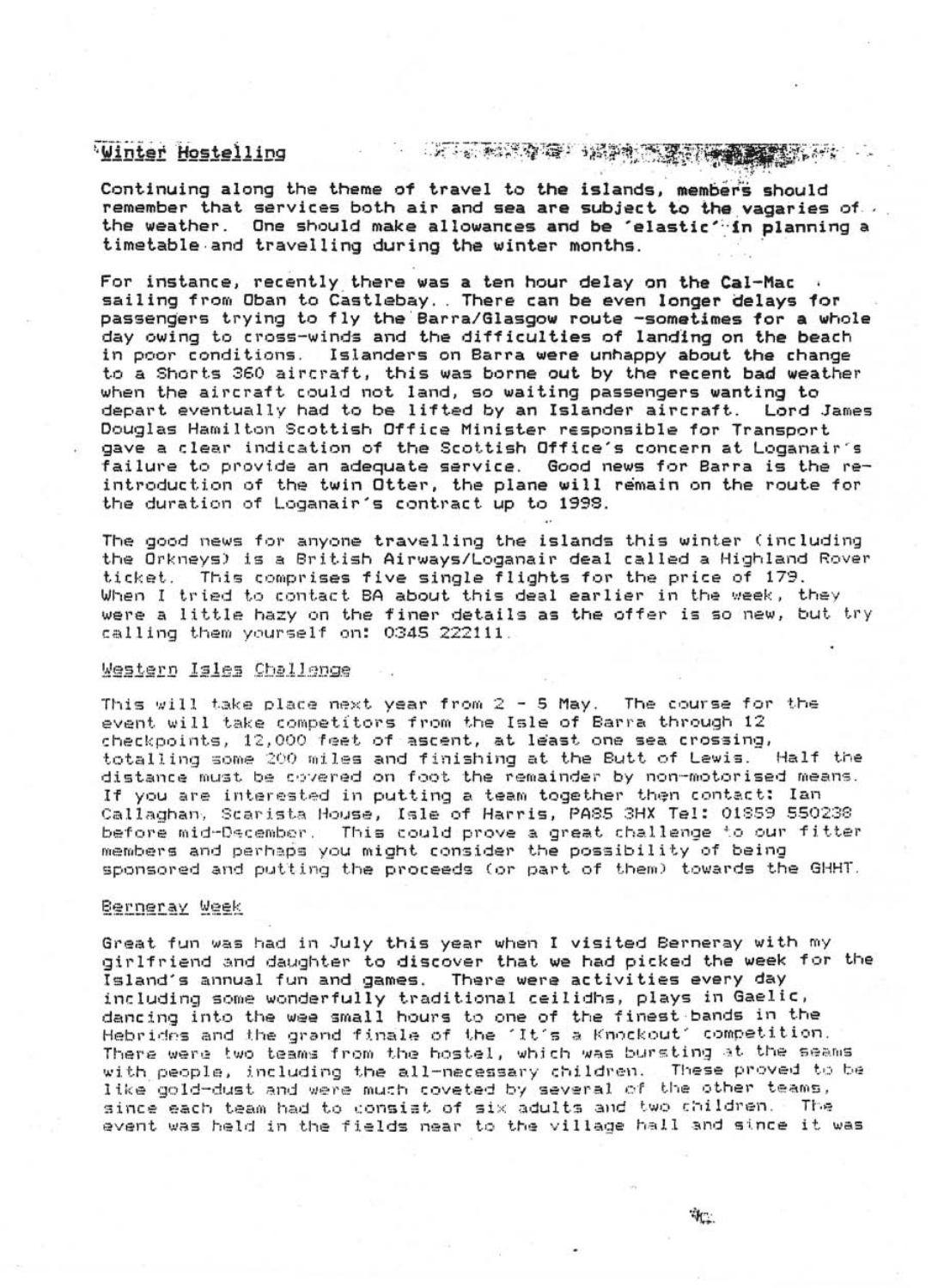## Winter Hostelling

Continuing along the theme of travel to the islands, members should remember that services both air and sea are subject to the vagaries of the weather. One should make allowances and be 'elastic' in planning a timetable and travelling during the winter months.

For instance, recently there was a ten hour delay on the Cal-Mac sailing from Oban to Castlebay. There can be even longer delays for passengers trying to fly the Barra/Glasgow route -sometimes for a whole day owing to cross-winds and the difficulties of landing on the beach in poor conditions. Islanders on Barra were unhappy about the change to a Shorts 360 aircraft, this was borne out by the recent bad weather when the aircraft could not land, so waiting passengers wanting to depart eventually had to be lifted by an Islander aircraft. Lord James Douglas Hamilton Scottish Office Minister responsible for Transport gave a clear indication of the Scottish Office's concern at Loganair's failure to provide an adequate service. Good news for Barra is the re-introduction of the twin Otter, the plane will remain on the route for the duration of Loganair's contract up to 1998.

The good news for anyone travelling the islands this winter (including the Orkneys) is a British Airways/Loganair deal called a Highland Rover ticket. This comprises five single flights for the price of 179. When I tried to contact BA about this deal earlier in the week, they were a little hazy on the finer details as the offer is so new, but try calling them yourself on: 0345 222111.

## Western Isles Challenge

This will take place next year from 2 - 5 May. The course for the event will take competitors from the Isle of Barra through 12 checkpoints, 12,000 feet of ascent, at least one sea crossing, totalling some 200 miles and finishing at the Butt of Lewis. Half the distance must be covered on foot the remainder by non-motorised means. If you are interested in putting a team together then contact: Ian Callaghan, Scarista House, Isle of Harris, PA85 3HX Tel: 01859 550238 before mid-December. This could prove a great challenge to our fitter members and perhaps you might consider the possibility of being sponsored and putting the proceeds (or part of them) towards the GHHT.

## Berneray Week

Great fun was had in July this year when I visited Berneray with my girlfriend and daughter to discover that we had picked the week for the Island's annual fun and games. There were activities every day including some wonderfully traditional ceilidhs, plays in Gaelic, dancing into the wee small hours to one of the finest bands in the Hebrides and the grand finale of the 'It's a Knockout' competition. There were two teams from the hostel, which was bursting at the seams with people, including the all-necessary children. These proved to be like gold-dust and were much coveted by several of the other teams, since each team had to consist of six adults and two children. The event was held in the fields near to the village hall and since it was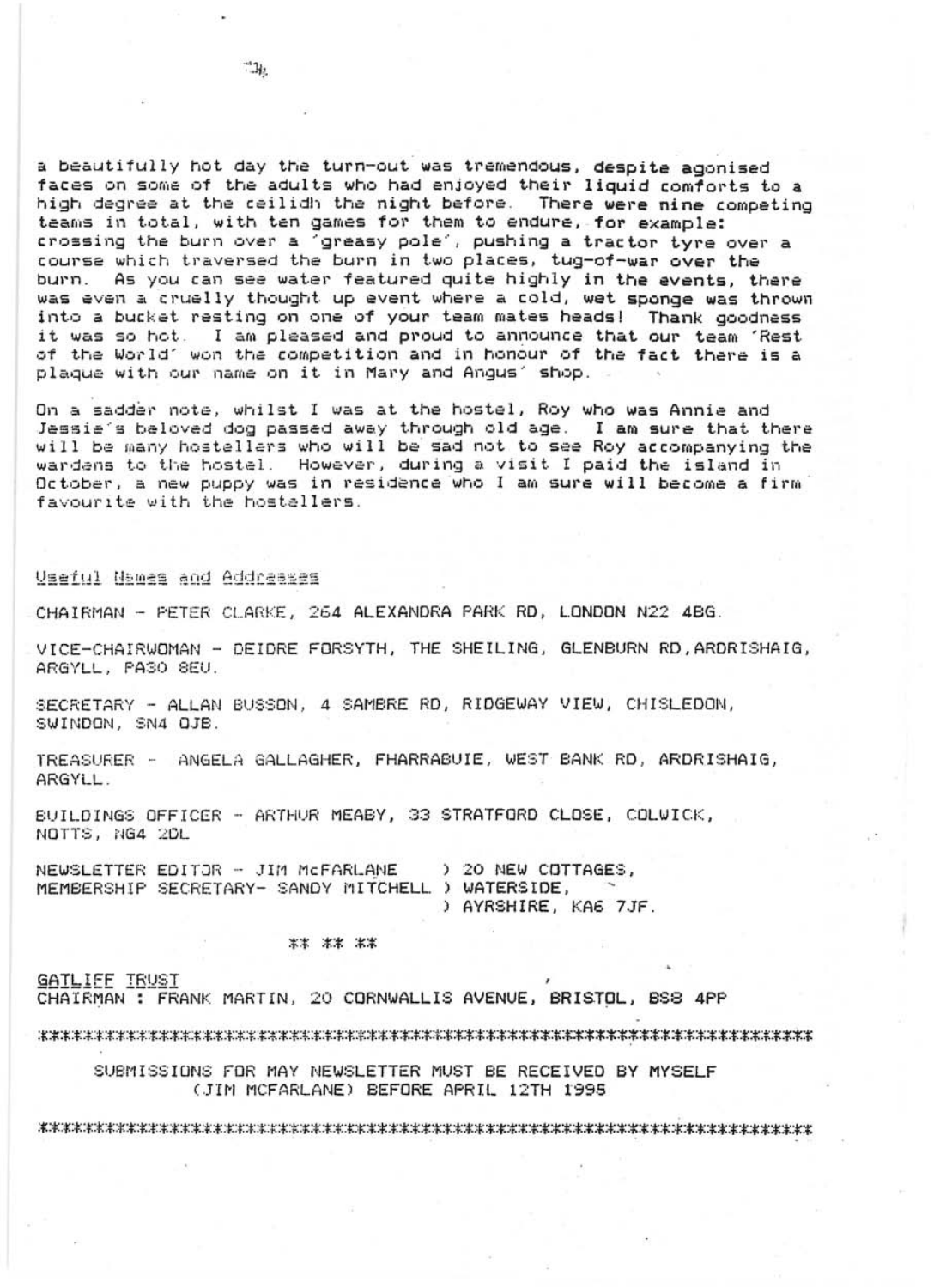a beautifully hot day the turn-out was tremendous, despite agonised faces on some of the adults who had enjoyed their liquid comforts to a high degree at the ceilidh the night before. There were nine competing teams in total, with ten games for them to endure, for example: crossing the burn over a 'greasy pole', pushing a tractor tyre over a course which traversed the burn in two places, tug-of-war over the burn. As you can see water featured quite highly in the events, there was even a cruelly thought up event where a cold, wet sponge was thrown into a bucket resting on one of your team mates heads! Thank goodness it was so hot. I am pleased and proud to announce that our team 'Rest of the World' won the competition and in honour of the fact there is a plaque with our name on it in Mary and Angus' shop.

On a sadder note, whilst I was at the hostel, Roy who was Annie and Jessie's beloved dog passed away through old age. I am sure that there will be many hostellers who will be sad not to see Roy accompanying the wardens to the hostel. However, during a visit I paid the island in October, a new puppy was in residence who I am sure will become a firm favourite with the hostellers.

## Useful Names and Addresses

CHAIRMAN - PETER CLARKE, 264 ALEXANDRA PARK RD, LONDON N22 4BG.

VICE-CHAIRWOMAN - DEIDRE FORSYTH, THE SHEILING, GLENBURN RD, ARDRISHAIG, ARGYLL, PA30 8EU.

SECRETARY - ALLAN BUSSON, 4 SAMBRE RD, RIDGEWAY VIEW, CHISLEDON, SWINDON, SN4 0JB.

TREASURER - ANGELA GALLAGHER, FHARRABUIE, WEST BANK RD, ARDRISHAIG, ARGYLL.

BUILDINGS OFFICER - ARTHUR MEABY, 33 STRATFORD CLOSE, COLWICK, NOTTS, NG4 2DL

NEWSLETTER EDITOR - JIM McFARLANE ) 20 NEW COTTAGES,
MEMBERSHIP SECRETARY- SANDY MITCHELL ) WATERSIDE,
) AYRSHIRE, KA6 7JF.

** ** **

GATLIFF TRUST
CHAIRMAN : FRANK MARTIN, 20 CORNWALLIS AVENUE, BRISTOL, BS8 4PP

SUBMISSIONS FOR MAY NEWSLETTER MUST BE RECEIVED BY MYSELF (JIM MCFARLANE) BEFORE APRIL 12TH 1995